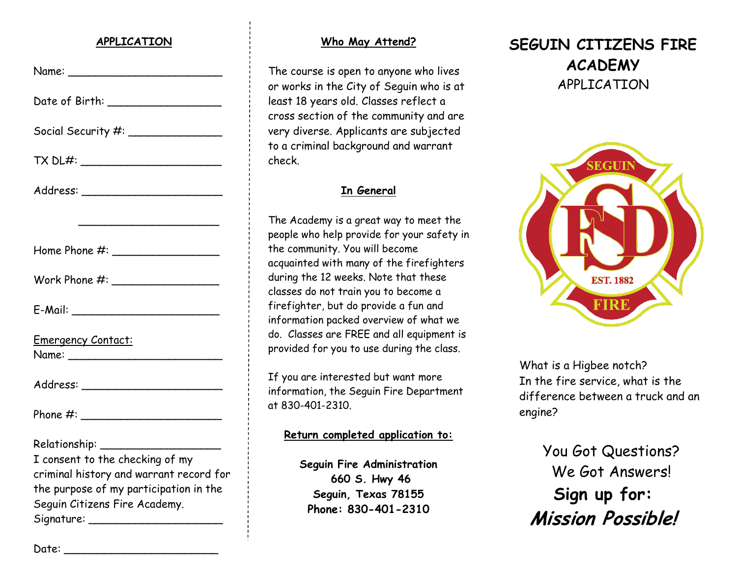## APPLICATION

Name: _______________________

Date of Birth: _________________

Social Security #: ______________

TX DL#: _____________________

Address: _____________________

_____________________

Home Phone #: ________________

Work Phone #: ________________

E-Mail: ______________________

Emergency Contact:
Name: _______________________

Address: _____________________

Phone #: _____________________

Relationship: __________________

I consent to the checking of my criminal history and warrant record for the purpose of my participation in the Seguin Citizens Fire Academy.

Signature: ____________________

Date: _______________________

## Who May Attend?

The course is open to anyone who lives or works in the City of Seguin who is at least 18 years old. Classes reflect a cross section of the community and are very diverse. Applicants are subjected to a criminal background and warrant check.

## In General

The Academy is a great way to meet the people who help provide for your safety in the community. You will become acquainted with many of the firefighters during the 12 weeks. Note that these classes do not train you to become a firefighter, but do provide a fun and information packed overview of what we do. Classes are FREE and all equipment is provided for you to use during the class.

If you are interested but want more information, the Seguin Fire Department at 830-401-2310.

**Return completed application to:**

**Seguin Fire Administration**
**660 S. Hwy 46**
**Seguin, Texas 78155**
**Phone: 830-401-2310**

# SEGUIN CITIZENS FIRE ACADEMY

APPLICATION

SEGUIN FSD EST. 1882 FIRE

What is a Higbee notch?
In the fire service, what is the difference between a truck and an engine?

You Got Questions?
We Got Answers!

**Sign up for:**

***Mission Possible!***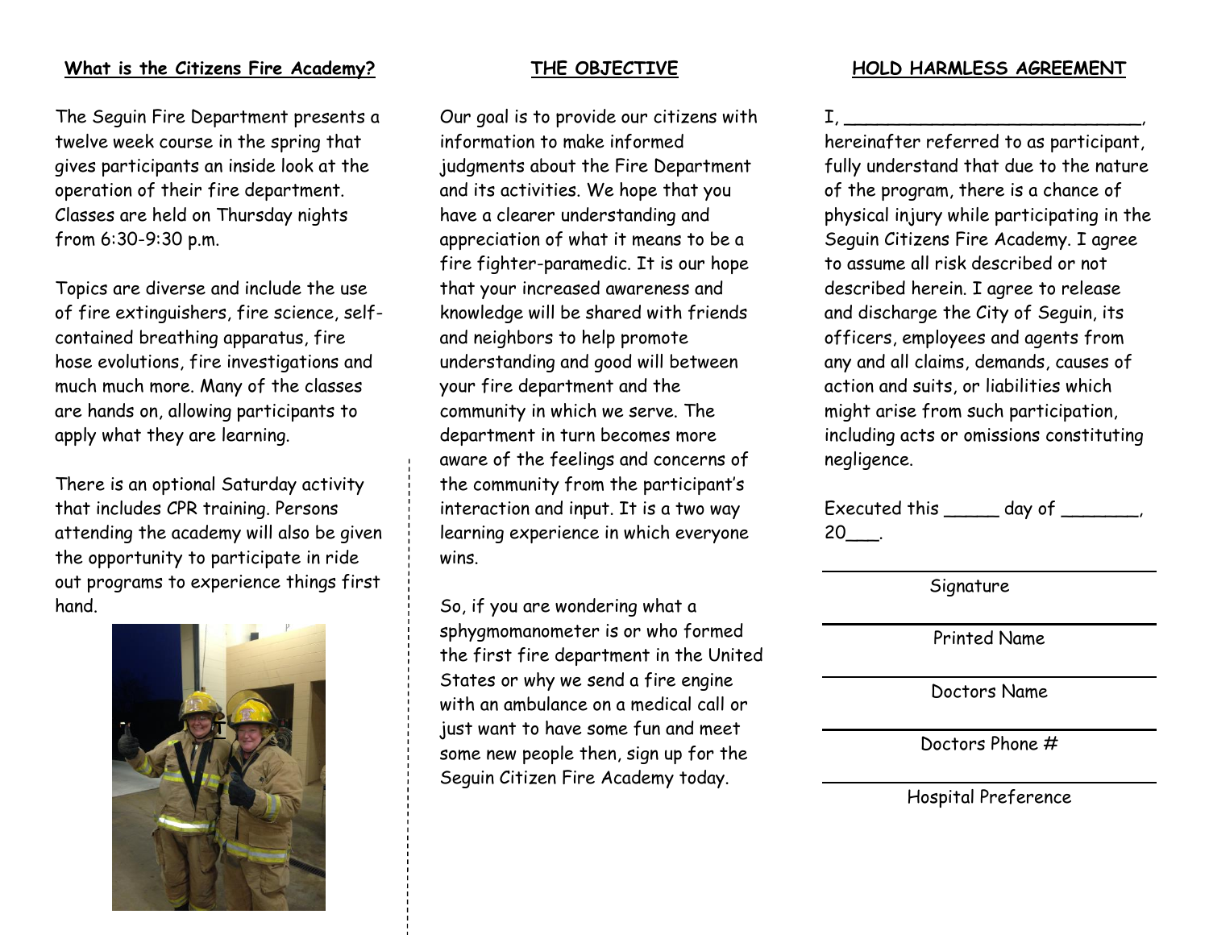## What is the Citizens Fire Academy?

The Seguin Fire Department presents a twelve week course in the spring that gives participants an inside look at the operation of their fire department. Classes are held on Thursday nights from 6:30-9:30 p.m.

Topics are diverse and include the use of fire extinguishers, fire science, self-contained breathing apparatus, fire hose evolutions, fire investigations and much much more. Many of the classes are hands on, allowing participants to apply what they are learning.

There is an optional Saturday activity that includes CPR training. Persons attending the academy will also be given the opportunity to participate in ride out programs to experience things first hand.

## THE OBJECTIVE

Our goal is to provide our citizens with information to make informed judgments about the Fire Department and its activities. We hope that you have a clearer understanding and appreciation of what it means to be a fire fighter-paramedic. It is our hope that your increased awareness and knowledge will be shared with friends and neighbors to help promote understanding and good will between your fire department and the community in which we serve. The department in turn becomes more aware of the feelings and concerns of the community from the participant's interaction and input. It is a two way learning experience in which everyone wins.

So, if you are wondering what a sphygmomanometer is or who formed the first fire department in the United States or why we send a fire engine with an ambulance on a medical call or just want to have some fun and meet some new people then, sign up for the Seguin Citizen Fire Academy today.

## HOLD HARMLESS AGREEMENT

I, ____________________________, hereinafter referred to as participant, fully understand that due to the nature of the program, there is a chance of physical injury while participating in the Seguin Citizens Fire Academy. I agree to assume all risk described or not described herein. I agree to release and discharge the City of Seguin, its officers, employees and agents from any and all claims, demands, causes of action and suits, or liabilities which might arise from such participation, including acts or omissions constituting negligence.

Executed this _____ day of _______, 20___.

______________________________
Signature

______________________________
Printed Name

______________________________
Doctors Name

______________________________
Doctors Phone #

______________________________
Hospital Preference